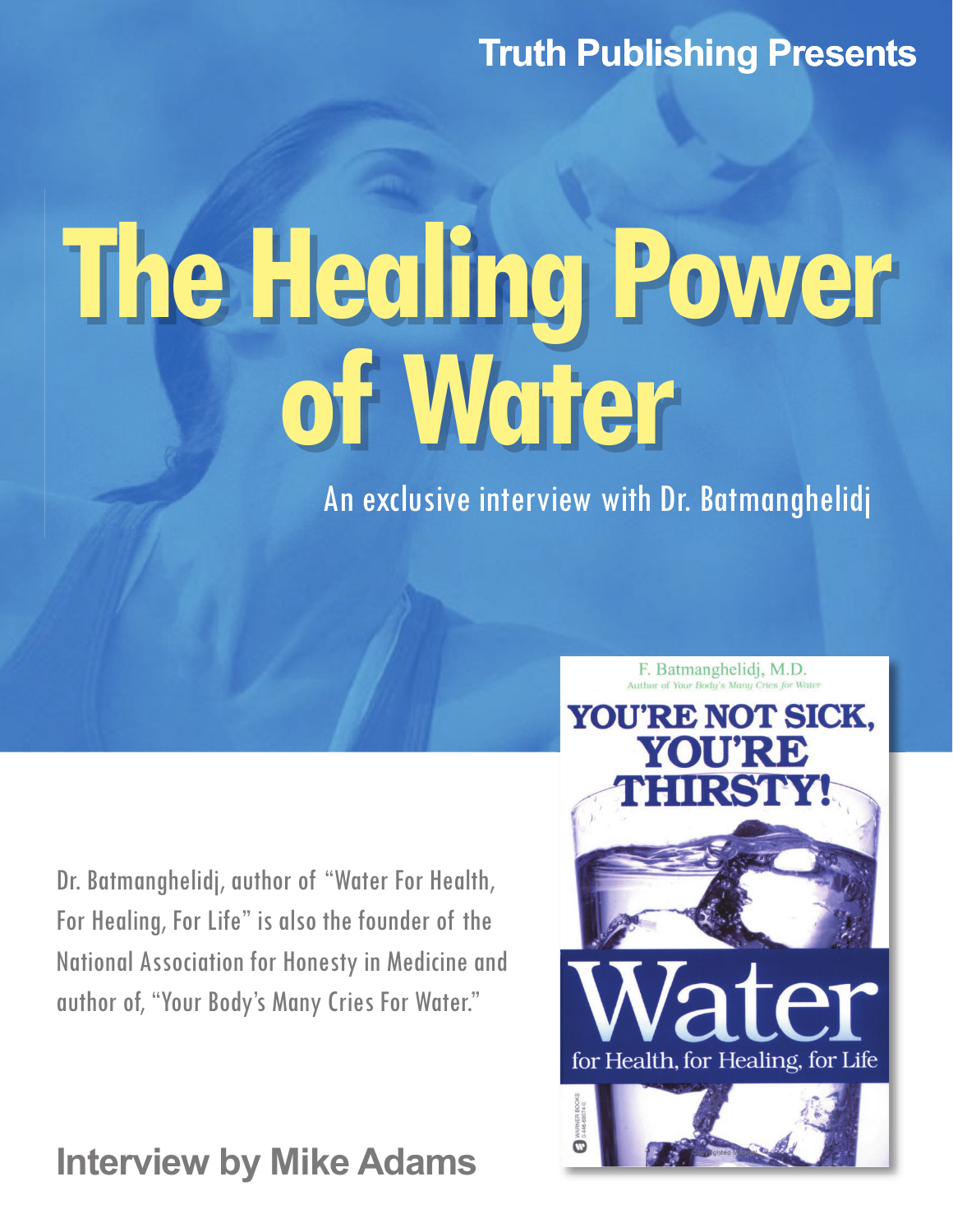Truth Publishing Presents

# The Healing Power of Water

An exclusive interview with Dr. Batmanghelidj

Dr. Batmanghelidj, author of "Water For Health, For Healing, For Life" is also the founder of the National Association for Honesty in Medicine and author of, "Your Body's Many Cries For Water."

F. Batmanghelidj, M.D.
Author of Your Body's Many Cries for Water

YOU'RE NOT SICK, YOU'RE THIRSTY!

Water for Health, for Healing, for Life

**Interview by Mike Adams**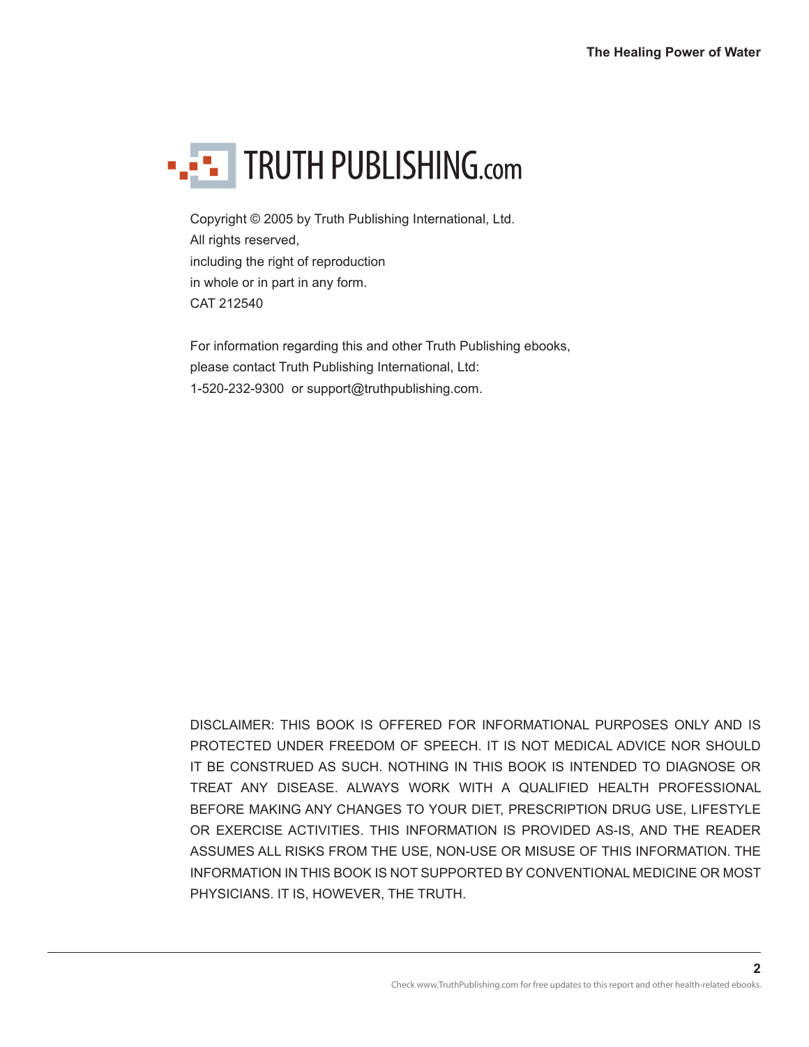TRUTH PUBLISHING.com

Copyright © 2005 by Truth Publishing International, Ltd.
All rights reserved,
including the right of reproduction
in whole or in part in any form.
CAT 212540

For information regarding this and other Truth Publishing ebooks,
please contact Truth Publishing International, Ltd:
1-520-232-9300 or support@truthpublishing.com.

DISCLAIMER: THIS BOOK IS OFFERED FOR INFORMATIONAL PURPOSES ONLY AND IS PROTECTED UNDER FREEDOM OF SPEECH. IT IS NOT MEDICAL ADVICE NOR SHOULD IT BE CONSTRUED AS SUCH. NOTHING IN THIS BOOK IS INTENDED TO DIAGNOSE OR TREAT ANY DISEASE. ALWAYS WORK WITH A QUALIFIED HEALTH PROFESSIONAL BEFORE MAKING ANY CHANGES TO YOUR DIET, PRESCRIPTION DRUG USE, LIFESTYLE OR EXERCISE ACTIVITIES. THIS INFORMATION IS PROVIDED AS-IS, AND THE READER ASSUMES ALL RISKS FROM THE USE, NON-USE OR MISUSE OF THIS INFORMATION. THE INFORMATION IN THIS BOOK IS NOT SUPPORTED BY CONVENTIONAL MEDICINE OR MOST PHYSICIANS. IT IS, HOWEVER, THE TRUTH.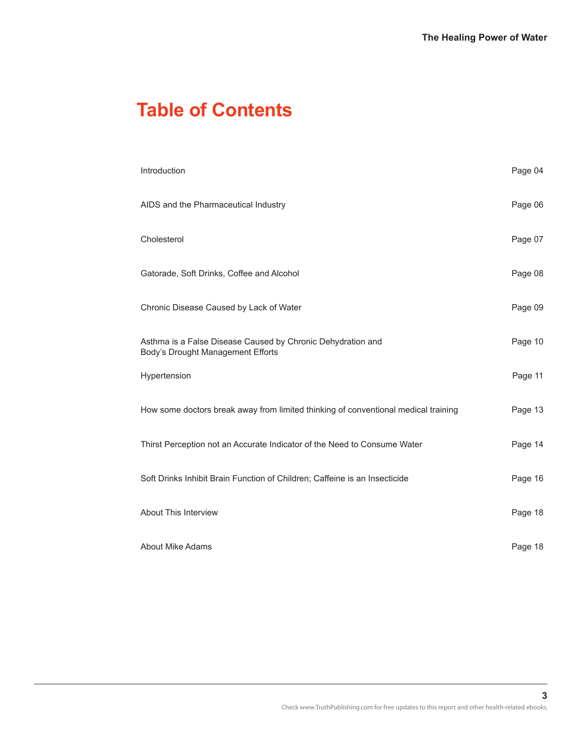# Table of Contents

| | |
|---|---|
| Introduction | Page 04 |
| AIDS and the Pharmaceutical Industry | Page 06 |
| Cholesterol | Page 07 |
| Gatorade, Soft Drinks, Coffee and Alcohol | Page 08 |
| Chronic Disease Caused by Lack of Water | Page 09 |
| Asthma is a False Disease Caused by Chronic Dehydration and Body's Drought Management Efforts | Page 10 |
| Hypertension | Page 11 |
| How some doctors break away from limited thinking of conventional medical training | Page 13 |
| Thirst Perception not an Accurate Indicator of the Need to Consume Water | Page 14 |
| Soft Drinks Inhibit Brain Function of Children; Caffeine is an Insecticide | Page 16 |
| About This Interview | Page 18 |
| About Mike Adams | Page 18 |

Check www.TruthPublishing.com for free updates to this report and other health-related ebooks.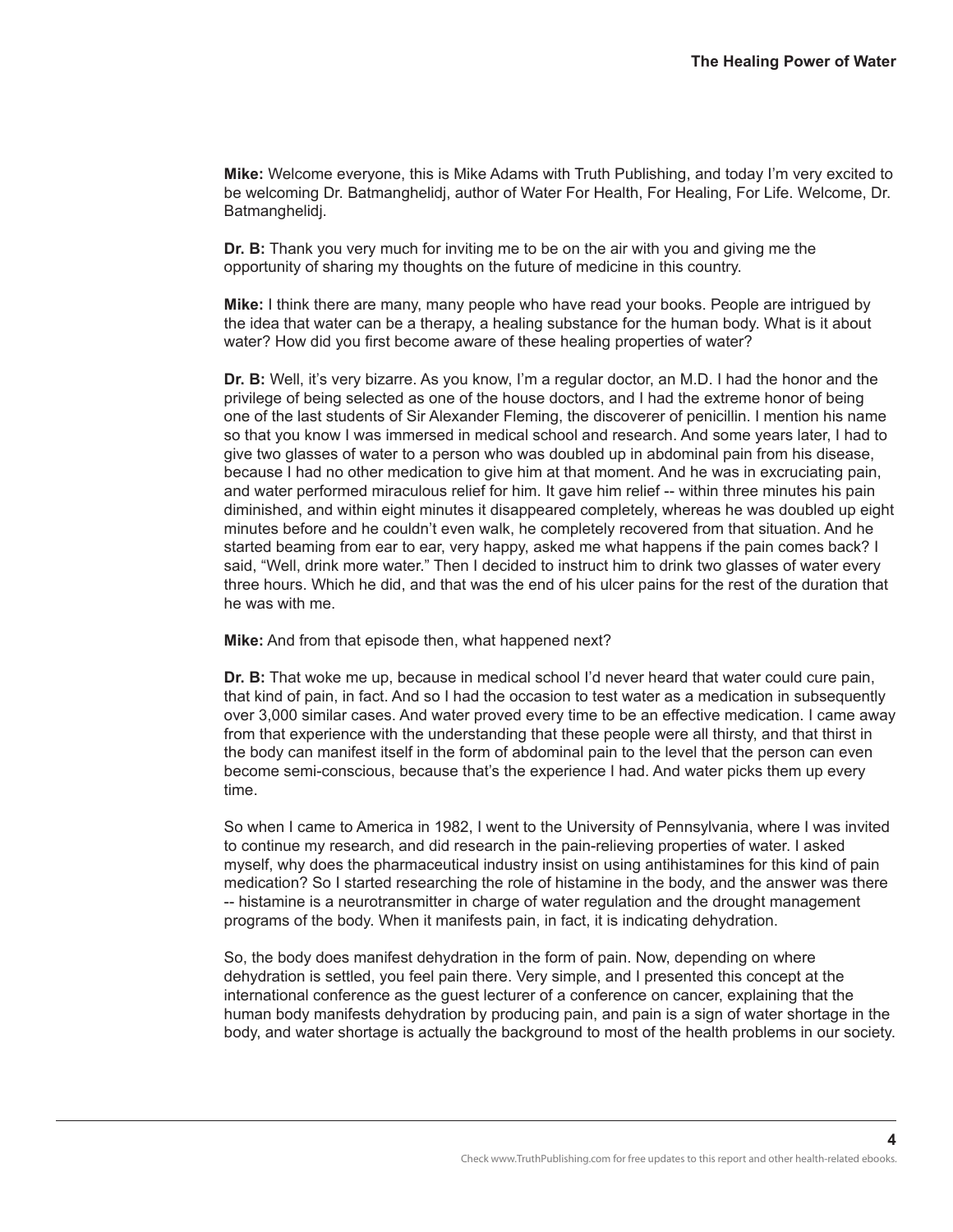**Mike:** Welcome everyone, this is Mike Adams with Truth Publishing, and today I'm very excited to be welcoming Dr. Batmanghelidj, author of Water For Health, For Healing, For Life. Welcome, Dr. Batmanghelidj.

**Dr. B:** Thank you very much for inviting me to be on the air with you and giving me the opportunity of sharing my thoughts on the future of medicine in this country.

**Mike:** I think there are many, many people who have read your books. People are intrigued by the idea that water can be a therapy, a healing substance for the human body. What is it about water? How did you first become aware of these healing properties of water?

**Dr. B:** Well, it's very bizarre. As you know, I'm a regular doctor, an M.D. I had the honor and the privilege of being selected as one of the house doctors, and I had the extreme honor of being one of the last students of Sir Alexander Fleming, the discoverer of penicillin. I mention his name so that you know I was immersed in medical school and research. And some years later, I had to give two glasses of water to a person who was doubled up in abdominal pain from his disease, because I had no other medication to give him at that moment. And he was in excruciating pain, and water performed miraculous relief for him. It gave him relief -- within three minutes his pain diminished, and within eight minutes it disappeared completely, whereas he was doubled up eight minutes before and he couldn't even walk, he completely recovered from that situation. And he started beaming from ear to ear, very happy, asked me what happens if the pain comes back? I said, "Well, drink more water." Then I decided to instruct him to drink two glasses of water every three hours. Which he did, and that was the end of his ulcer pains for the rest of the duration that he was with me.

**Mike:** And from that episode then, what happened next?

**Dr. B:** That woke me up, because in medical school I'd never heard that water could cure pain, that kind of pain, in fact. And so I had the occasion to test water as a medication in subsequently over 3,000 similar cases. And water proved every time to be an effective medication. I came away from that experience with the understanding that these people were all thirsty, and that thirst in the body can manifest itself in the form of abdominal pain to the level that the person can even become semi-conscious, because that's the experience I had. And water picks them up every time.

So when I came to America in 1982, I went to the University of Pennsylvania, where I was invited to continue my research, and did research in the pain-relieving properties of water. I asked myself, why does the pharmaceutical industry insist on using antihistamines for this kind of pain medication? So I started researching the role of histamine in the body, and the answer was there -- histamine is a neurotransmitter in charge of water regulation and the drought management programs of the body. When it manifests pain, in fact, it is indicating dehydration.

So, the body does manifest dehydration in the form of pain. Now, depending on where dehydration is settled, you feel pain there. Very simple, and I presented this concept at the international conference as the guest lecturer of a conference on cancer, explaining that the human body manifests dehydration by producing pain, and pain is a sign of water shortage in the body, and water shortage is actually the background to most of the health problems in our society.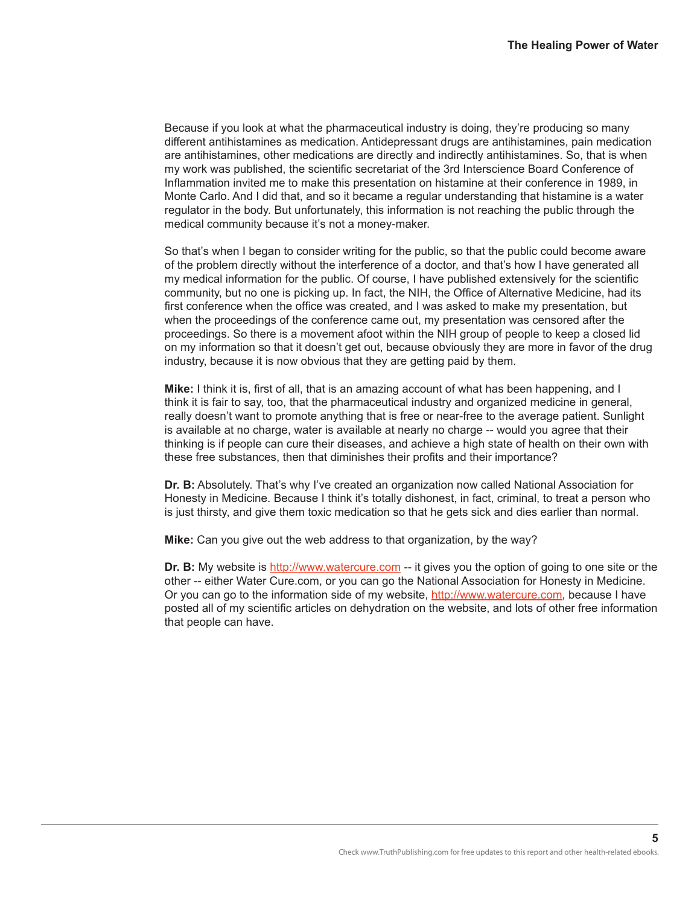Because if you look at what the pharmaceutical industry is doing, they're producing so many different antihistamines as medication. Antidepressant drugs are antihistamines, pain medication are antihistamines, other medications are directly and indirectly antihistamines. So, that is when my work was published, the scientific secretariat of the 3rd Interscience Board Conference of Inflammation invited me to make this presentation on histamine at their conference in 1989, in Monte Carlo. And I did that, and so it became a regular understanding that histamine is a water regulator in the body. But unfortunately, this information is not reaching the public through the medical community because it's not a money-maker.

So that's when I began to consider writing for the public, so that the public could become aware of the problem directly without the interference of a doctor, and that's how I have generated all my medical information for the public. Of course, I have published extensively for the scientific community, but no one is picking up. In fact, the NIH, the Office of Alternative Medicine, had its first conference when the office was created, and I was asked to make my presentation, but when the proceedings of the conference came out, my presentation was censored after the proceedings. So there is a movement afoot within the NIH group of people to keep a closed lid on my information so that it doesn't get out, because obviously they are more in favor of the drug industry, because it is now obvious that they are getting paid by them.

**Mike:** I think it is, first of all, that is an amazing account of what has been happening, and I think it is fair to say, too, that the pharmaceutical industry and organized medicine in general, really doesn't want to promote anything that is free or near-free to the average patient. Sunlight is available at no charge, water is available at nearly no charge -- would you agree that their thinking is if people can cure their diseases, and achieve a high state of health on their own with these free substances, then that diminishes their profits and their importance?

**Dr. B:** Absolutely. That's why I've created an organization now called National Association for Honesty in Medicine. Because I think it's totally dishonest, in fact, criminal, to treat a person who is just thirsty, and give them toxic medication so that he gets sick and dies earlier than normal.

**Mike:** Can you give out the web address to that organization, by the way?

**Dr. B:** My website is http://www.watercure.com -- it gives you the option of going to one site or the other -- either Water Cure.com, or you can go the National Association for Honesty in Medicine. Or you can go to the information side of my website, http://www.watercure.com, because I have posted all of my scientific articles on dehydration on the website, and lots of other free information that people can have.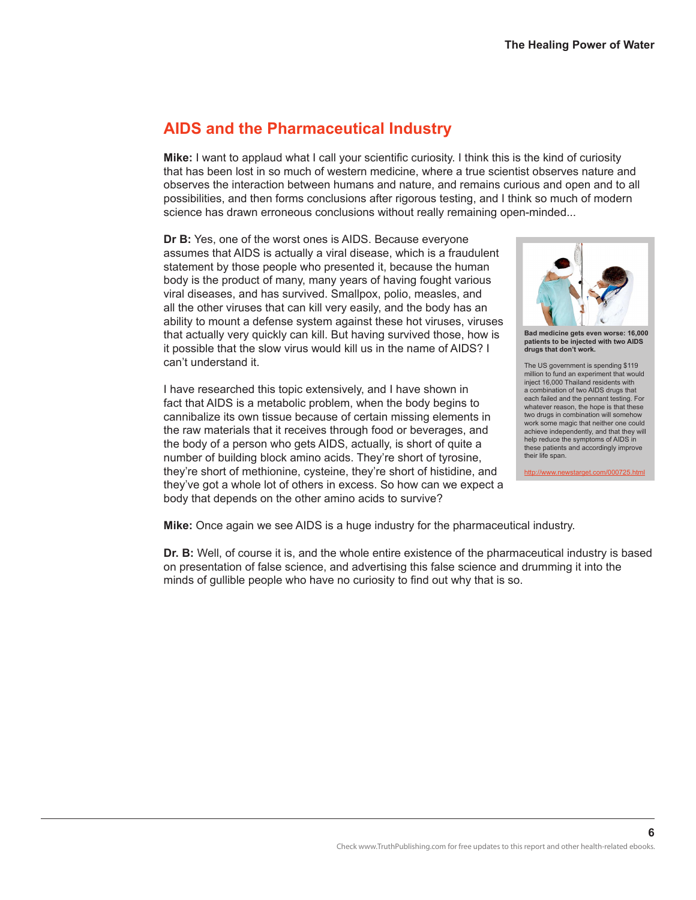## AIDS and the Pharmaceutical Industry

**Mike:** I want to applaud what I call your scientific curiosity. I think this is the kind of curiosity that has been lost in so much of western medicine, where a true scientist observes nature and observes the interaction between humans and nature, and remains curious and open and to all possibilities, and then forms conclusions after rigorous testing, and I think so much of modern science has drawn erroneous conclusions without really remaining open-minded...

**Dr B:** Yes, one of the worst ones is AIDS. Because everyone assumes that AIDS is actually a viral disease, which is a fraudulent statement by those people who presented it, because the human body is the product of many, many years of having fought various viral diseases, and has survived. Smallpox, polio, measles, and all the other viruses that can kill very easily, and the body has an ability to mount a defense system against these hot viruses, viruses that actually very quickly can kill. But having survived those, how is it possible that the slow virus would kill us in the name of AIDS? I can't understand it.

I have researched this topic extensively, and I have shown in fact that AIDS is a metabolic problem, when the body begins to cannibalize its own tissue because of certain missing elements in the raw materials that it receives through food or beverages, and the body of a person who gets AIDS, actually, is short of quite a number of building block amino acids. They're short of tyrosine, they're short of methionine, cysteine, they're short of histidine, and they've got a whole lot of others in excess. So how can we expect a body that depends on the other amino acids to survive?

**Bad medicine gets even worse: 16,000 patients to be injected with two AIDS drugs that don't work.**

The US government is spending $119 million to fund an experiment that would inject 16,000 Thailand residents with a combination of two AIDS drugs that each failed and the pennant testing. For whatever reason, the hope is that these two drugs in combination will somehow work some magic that neither one could achieve independently, and that they will help reduce the symptoms of AIDS in these patients and accordingly improve their life span.

http://www.newstarget.com/000725.html

**Mike:** Once again we see AIDS is a huge industry for the pharmaceutical industry.

**Dr. B:** Well, of course it is, and the whole entire existence of the pharmaceutical industry is based on presentation of false science, and advertising this false science and drumming it into the minds of gullible people who have no curiosity to find out why that is so.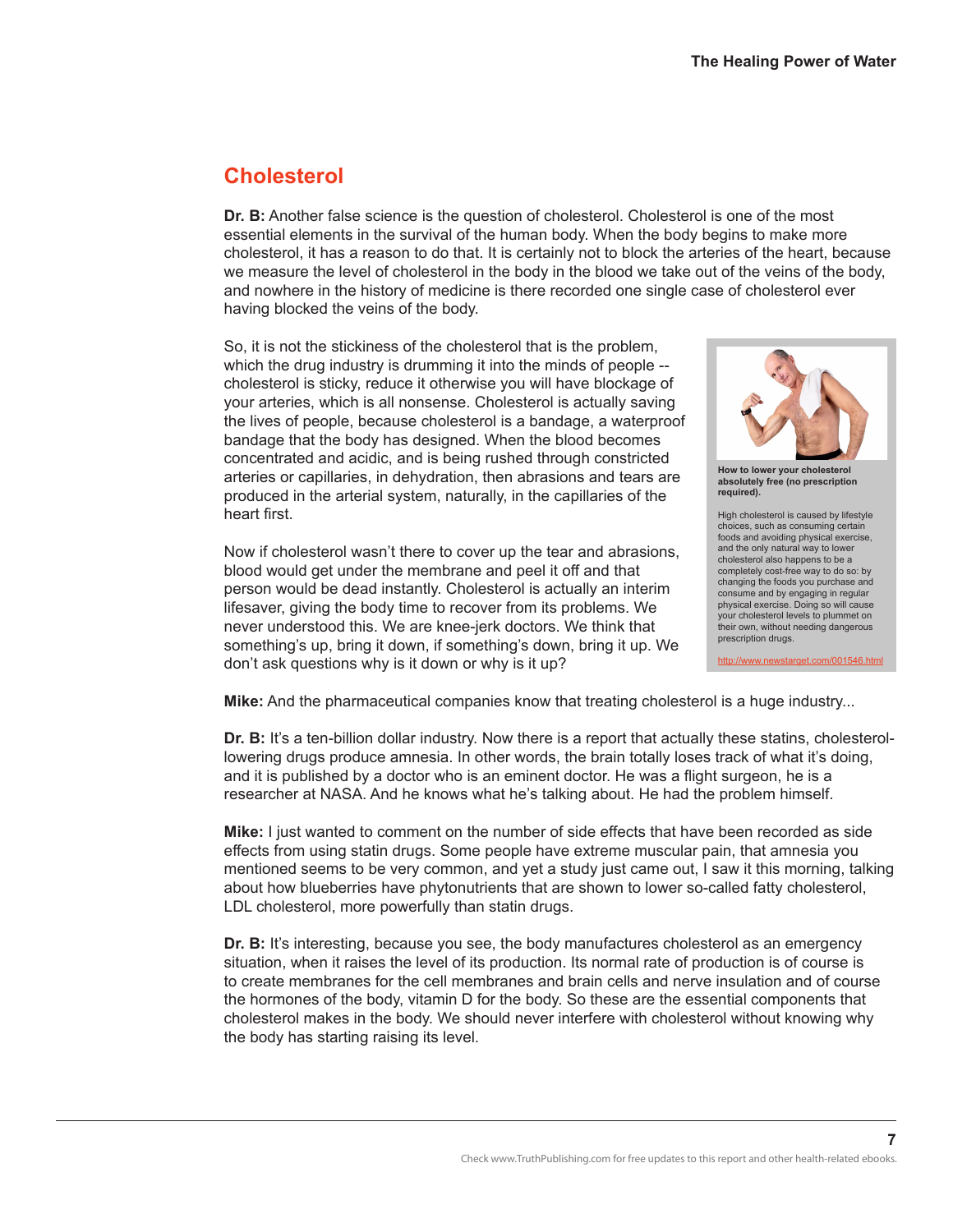## Cholesterol

**Dr. B:** Another false science is the question of cholesterol. Cholesterol is one of the most essential elements in the survival of the human body. When the body begins to make more cholesterol, it has a reason to do that. It is certainly not to block the arteries of the heart, because we measure the level of cholesterol in the body in the blood we take out of the veins of the body, and nowhere in the history of medicine is there recorded one single case of cholesterol ever having blocked the veins of the body.

So, it is not the stickiness of the cholesterol that is the problem, which the drug industry is drumming it into the minds of people -- cholesterol is sticky, reduce it otherwise you will have blockage of your arteries, which is all nonsense. Cholesterol is actually saving the lives of people, because cholesterol is a bandage, a waterproof bandage that the body has designed. When the blood becomes concentrated and acidic, and is being rushed through constricted arteries or capillaries, in dehydration, then abrasions and tears are produced in the arterial system, naturally, in the capillaries of the heart first.

Now if cholesterol wasn't there to cover up the tear and abrasions, blood would get under the membrane and peel it off and that person would be dead instantly. Cholesterol is actually an interim lifesaver, giving the body time to recover from its problems. We never understood this. We are knee-jerk doctors. We think that something's up, bring it down, if something's down, bring it up. We don't ask questions why is it down or why is it up?

**How to lower your cholesterol absolutely free (no prescription required).**

High cholesterol is caused by lifestyle choices, such as consuming certain foods and avoiding physical exercise, and the only natural way to lower cholesterol also happens to be a completely cost-free way to do so: by changing the foods you purchase and consume and by engaging in regular physical exercise. Doing so will cause your cholesterol levels to plummet on their own, without needing dangerous prescription drugs.

http://www.newstarget.com/001546.html

**Mike:** And the pharmaceutical companies know that treating cholesterol is a huge industry...

**Dr. B:** It's a ten-billion dollar industry. Now there is a report that actually these statins, cholesterol-lowering drugs produce amnesia. In other words, the brain totally loses track of what it's doing, and it is published by a doctor who is an eminent doctor. He was a flight surgeon, he is a researcher at NASA. And he knows what he's talking about. He had the problem himself.

**Mike:** I just wanted to comment on the number of side effects that have been recorded as side effects from using statin drugs. Some people have extreme muscular pain, that amnesia you mentioned seems to be very common, and yet a study just came out, I saw it this morning, talking about how blueberries have phytonutrients that are shown to lower so-called fatty cholesterol, LDL cholesterol, more powerfully than statin drugs.

**Dr. B:** It's interesting, because you see, the body manufactures cholesterol as an emergency situation, when it raises the level of its production. Its normal rate of production is of course is to create membranes for the cell membranes and brain cells and nerve insulation and of course the hormones of the body, vitamin D for the body. So these are the essential components that cholesterol makes in the body. We should never interfere with cholesterol without knowing why the body has starting raising its level.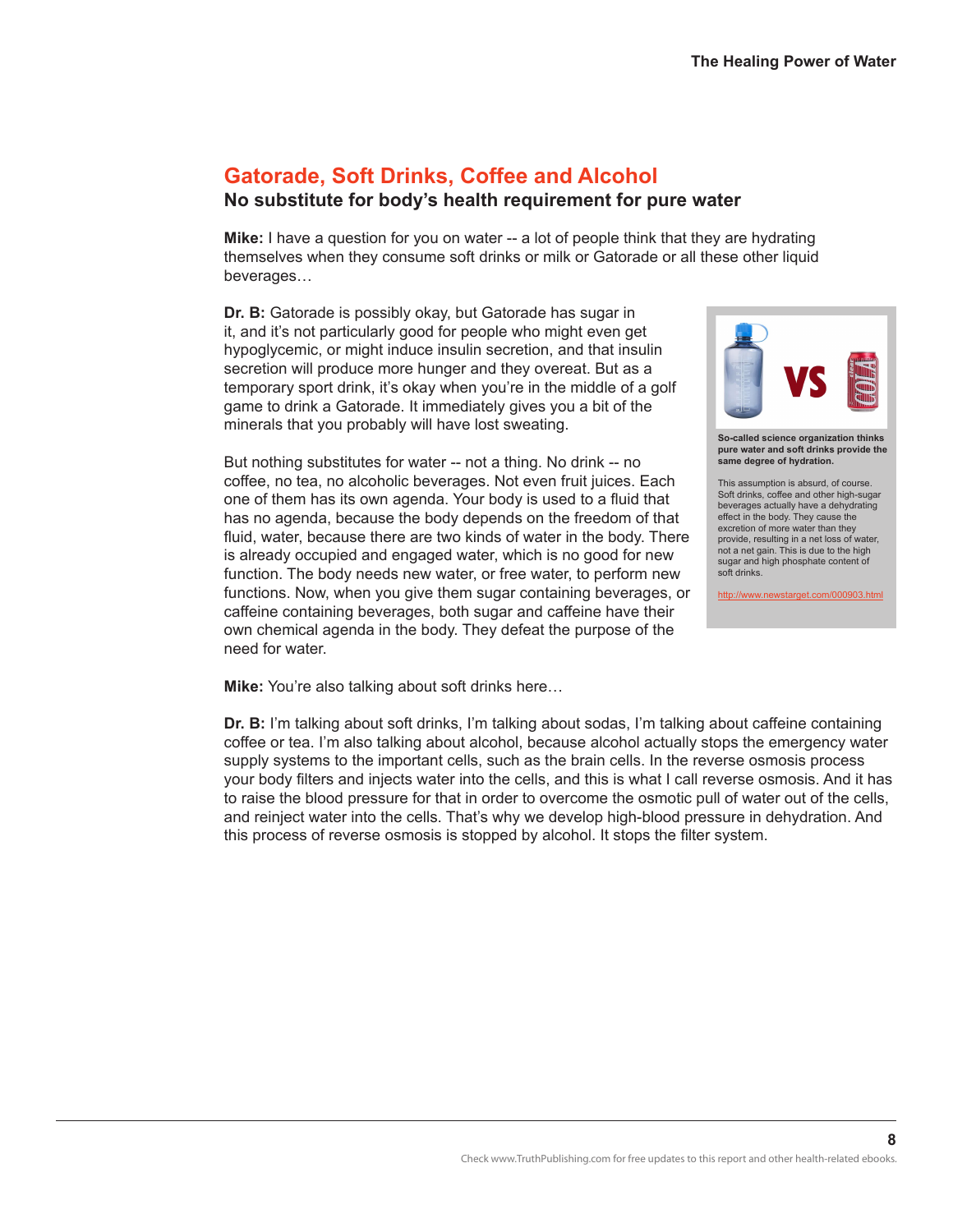## Gatorade, Soft Drinks, Coffee and Alcohol

### No substitute for body's health requirement for pure water

**Mike:** I have a question for you on water -- a lot of people think that they are hydrating themselves when they consume soft drinks or milk or Gatorade or all these other liquid beverages…

**Dr. B:** Gatorade is possibly okay, but Gatorade has sugar in it, and it's not particularly good for people who might even get hypoglycemic, or might induce insulin secretion, and that insulin secretion will produce more hunger and they overeat. But as a temporary sport drink, it's okay when you're in the middle of a golf game to drink a Gatorade. It immediately gives you a bit of the minerals that you probably will have lost sweating.

But nothing substitutes for water -- not a thing. No drink -- no coffee, no tea, no alcoholic beverages. Not even fruit juices. Each one of them has its own agenda. Your body is used to a fluid that has no agenda, because the body depends on the freedom of that fluid, water, because there are two kinds of water in the body. There is already occupied and engaged water, which is no good for new function. The body needs new water, or free water, to perform new functions. Now, when you give them sugar containing beverages, or caffeine containing beverages, both sugar and caffeine have their own chemical agenda in the body. They defeat the purpose of the need for water.

**So-called science organization thinks pure water and soft drinks provide the same degree of hydration.**

This assumption is absurd, of course. Soft drinks, coffee and other high-sugar beverages actually have a dehydrating effect in the body. They cause the excretion of more water than they provide, resulting in a net loss of water, not a net gain. This is due to the high sugar and high phosphate content of soft drinks.

http://www.newstarget.com/000903.html

**Mike:** You're also talking about soft drinks here…

**Dr. B:** I'm talking about soft drinks, I'm talking about sodas, I'm talking about caffeine containing coffee or tea. I'm also talking about alcohol, because alcohol actually stops the emergency water supply systems to the important cells, such as the brain cells. In the reverse osmosis process your body filters and injects water into the cells, and this is what I call reverse osmosis. And it has to raise the blood pressure for that in order to overcome the osmotic pull of water out of the cells, and reinject water into the cells. That's why we develop high-blood pressure in dehydration. And this process of reverse osmosis is stopped by alcohol. It stops the filter system.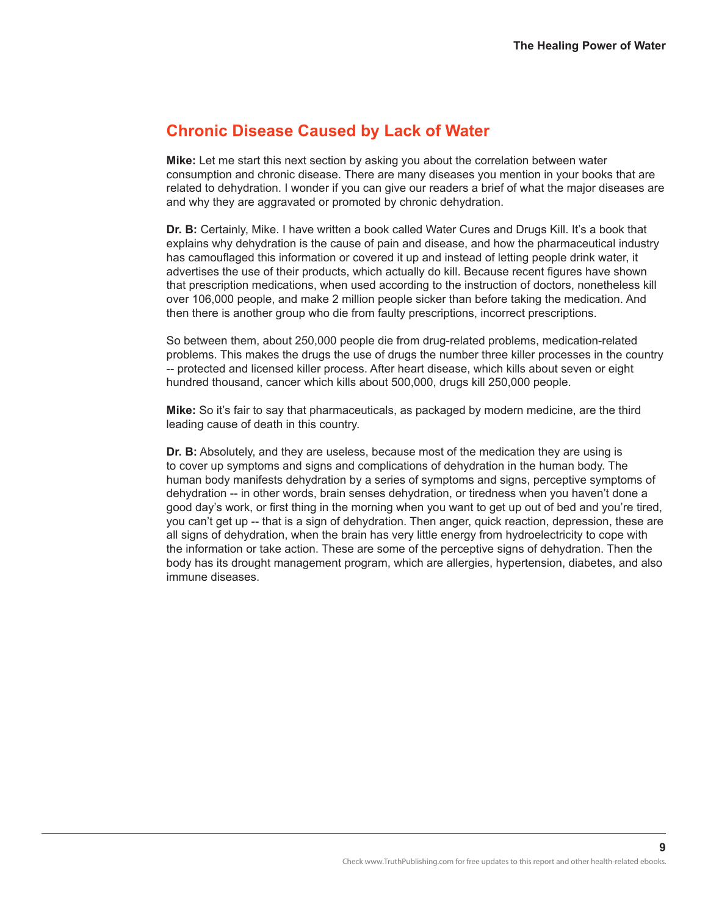## Chronic Disease Caused by Lack of Water

**Mike:** Let me start this next section by asking you about the correlation between water consumption and chronic disease. There are many diseases you mention in your books that are related to dehydration. I wonder if you can give our readers a brief of what the major diseases are and why they are aggravated or promoted by chronic dehydration.

**Dr. B:** Certainly, Mike. I have written a book called Water Cures and Drugs Kill. It's a book that explains why dehydration is the cause of pain and disease, and how the pharmaceutical industry has camouflaged this information or covered it up and instead of letting people drink water, it advertises the use of their products, which actually do kill. Because recent figures have shown that prescription medications, when used according to the instruction of doctors, nonetheless kill over 106,000 people, and make 2 million people sicker than before taking the medication. And then there is another group who die from faulty prescriptions, incorrect prescriptions.

So between them, about 250,000 people die from drug-related problems, medication-related problems. This makes the drugs the use of drugs the number three killer processes in the country -- protected and licensed killer process. After heart disease, which kills about seven or eight hundred thousand, cancer which kills about 500,000, drugs kill 250,000 people.

**Mike:** So it's fair to say that pharmaceuticals, as packaged by modern medicine, are the third leading cause of death in this country.

**Dr. B:** Absolutely, and they are useless, because most of the medication they are using is to cover up symptoms and signs and complications of dehydration in the human body. The human body manifests dehydration by a series of symptoms and signs, perceptive symptoms of dehydration -- in other words, brain senses dehydration, or tiredness when you haven't done a good day's work, or first thing in the morning when you want to get up out of bed and you're tired, you can't get up -- that is a sign of dehydration. Then anger, quick reaction, depression, these are all signs of dehydration, when the brain has very little energy from hydroelectricity to cope with the information or take action. These are some of the perceptive signs of dehydration. Then the body has its drought management program, which are allergies, hypertension, diabetes, and also immune diseases.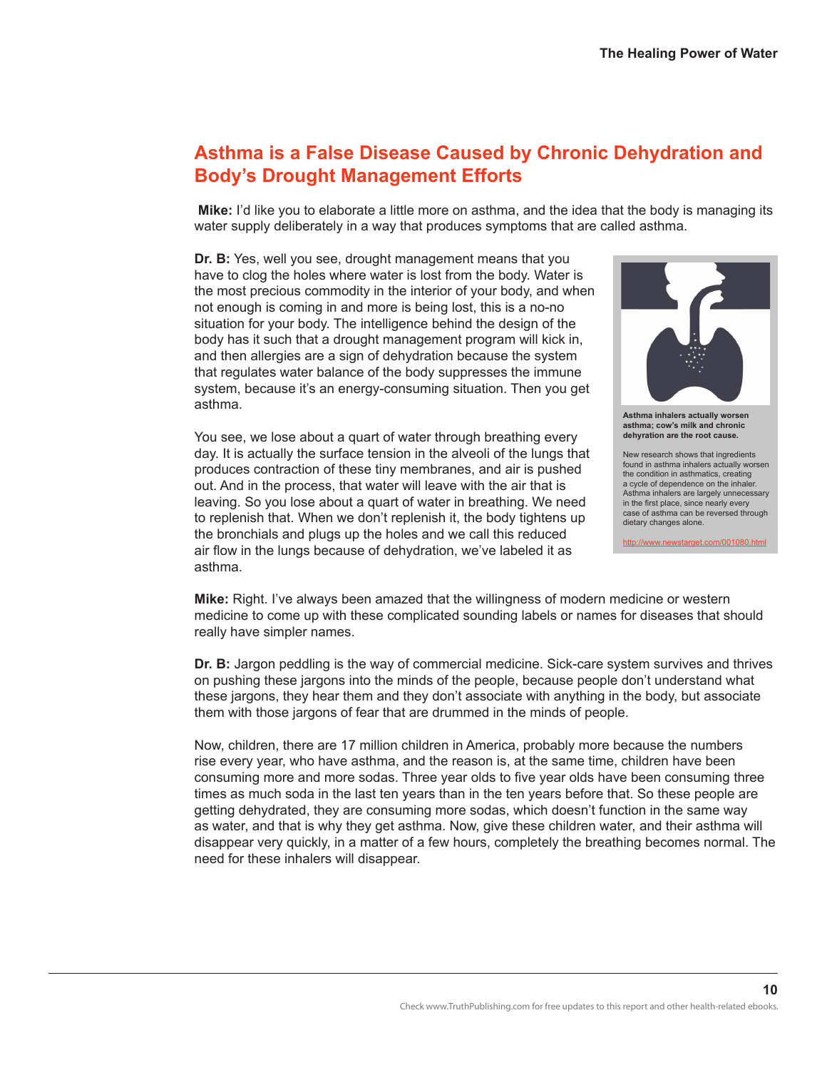## Asthma is a False Disease Caused by Chronic Dehydration and Body's Drought Management Efforts

**Mike:** I'd like you to elaborate a little more on asthma, and the idea that the body is managing its water supply deliberately in a way that produces symptoms that are called asthma.

**Dr. B:** Yes, well you see, drought management means that you have to clog the holes where water is lost from the body. Water is the most precious commodity in the interior of your body, and when not enough is coming in and more is being lost, this is a no-no situation for your body. The intelligence behind the design of the body has it such that a drought management program will kick in, and then allergies are a sign of dehydration because the system that regulates water balance of the body suppresses the immune system, because it's an energy-consuming situation. Then you get asthma.

You see, we lose about a quart of water through breathing every day. It is actually the surface tension in the alveoli of the lungs that produces contraction of these tiny membranes, and air is pushed out. And in the process, that water will leave with the air that is leaving. So you lose about a quart of water in breathing. We need to replenish that. When we don't replenish it, the body tightens up the bronchials and plugs up the holes and we call this reduced air flow in the lungs because of dehydration, we've labeled it as asthma.

**Asthma inhalers actually worsen asthma; cow's milk and chronic dehyration are the root cause.**

New research shows that ingredients found in asthma inhalers actually worsen the condition in asthmatics, creating a cycle of dependence on the inhaler. Asthma inhalers are largely unnecessary in the first place, since nearly every case of asthma can be reversed through dietary changes alone.

http://www.newstarget.com/001080.html

**Mike:** Right. I've always been amazed that the willingness of modern medicine or western medicine to come up with these complicated sounding labels or names for diseases that should really have simpler names.

**Dr. B:** Jargon peddling is the way of commercial medicine. Sick-care system survives and thrives on pushing these jargons into the minds of the people, because people don't understand what these jargons, they hear them and they don't associate with anything in the body, but associate them with those jargons of fear that are drummed in the minds of people.

Now, children, there are 17 million children in America, probably more because the numbers rise every year, who have asthma, and the reason is, at the same time, children have been consuming more and more sodas. Three year olds to five year olds have been consuming three times as much soda in the last ten years than in the ten years before that. So these people are getting dehydrated, they are consuming more sodas, which doesn't function in the same way as water, and that is why they get asthma. Now, give these children water, and their asthma will disappear very quickly, in a matter of a few hours, completely the breathing becomes normal. The need for these inhalers will disappear.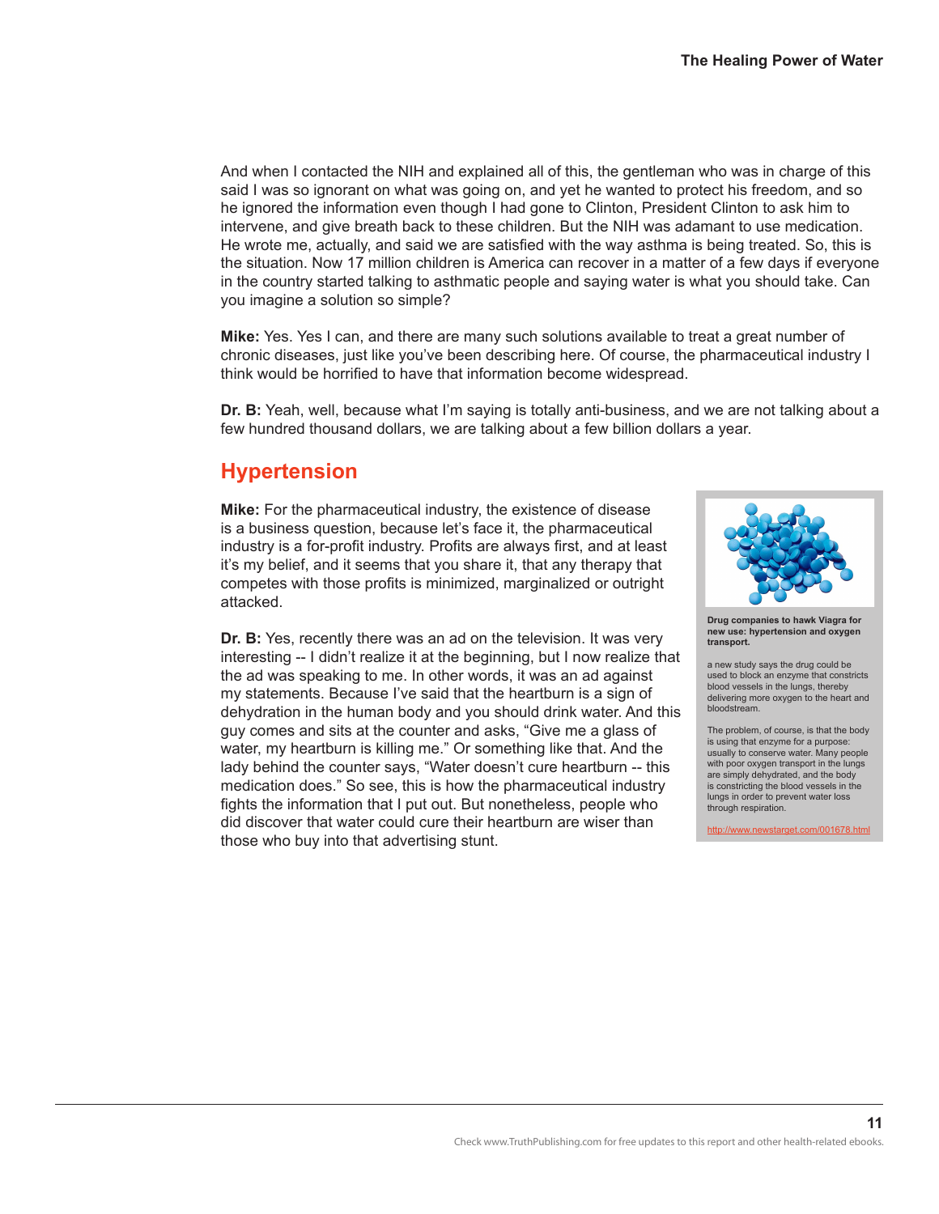And when I contacted the NIH and explained all of this, the gentleman who was in charge of this said I was so ignorant on what was going on, and yet he wanted to protect his freedom, and so he ignored the information even though I had gone to Clinton, President Clinton to ask him to intervene, and give breath back to these children. But the NIH was adamant to use medication. He wrote me, actually, and said we are satisfied with the way asthma is being treated. So, this is the situation. Now 17 million children is America can recover in a matter of a few days if everyone in the country started talking to asthmatic people and saying water is what you should take. Can you imagine a solution so simple?

**Mike:** Yes. Yes I can, and there are many such solutions available to treat a great number of chronic diseases, just like you've been describing here. Of course, the pharmaceutical industry I think would be horrified to have that information become widespread.

**Dr. B:** Yeah, well, because what I'm saying is totally anti-business, and we are not talking about a few hundred thousand dollars, we are talking about a few billion dollars a year.

## Hypertension

**Mike:** For the pharmaceutical industry, the existence of disease is a business question, because let's face it, the pharmaceutical industry is a for-profit industry. Profits are always first, and at least it's my belief, and it seems that you share it, that any therapy that competes with those profits is minimized, marginalized or outright attacked.

**Dr. B:** Yes, recently there was an ad on the television. It was very interesting -- I didn't realize it at the beginning, but I now realize that the ad was speaking to me. In other words, it was an ad against my statements. Because I've said that the heartburn is a sign of dehydration in the human body and you should drink water. And this guy comes and sits at the counter and asks, "Give me a glass of water, my heartburn is killing me." Or something like that. And the lady behind the counter says, "Water doesn't cure heartburn -- this medication does." So see, this is how the pharmaceutical industry fights the information that I put out. But nonetheless, people who did discover that water could cure their heartburn are wiser than those who buy into that advertising stunt.

**Drug companies to hawk Viagra for new use: hypertension and oxygen transport.**

a new study says the drug could be used to block an enzyme that constricts blood vessels in the lungs, thereby delivering more oxygen to the heart and bloodstream.

The problem, of course, is that the body is using that enzyme for a purpose: usually to conserve water. Many people with poor oxygen transport in the lungs are simply dehydrated, and the body is constricting the blood vessels in the lungs in order to prevent water loss through respiration.

http://www.newstarget.com/001678.html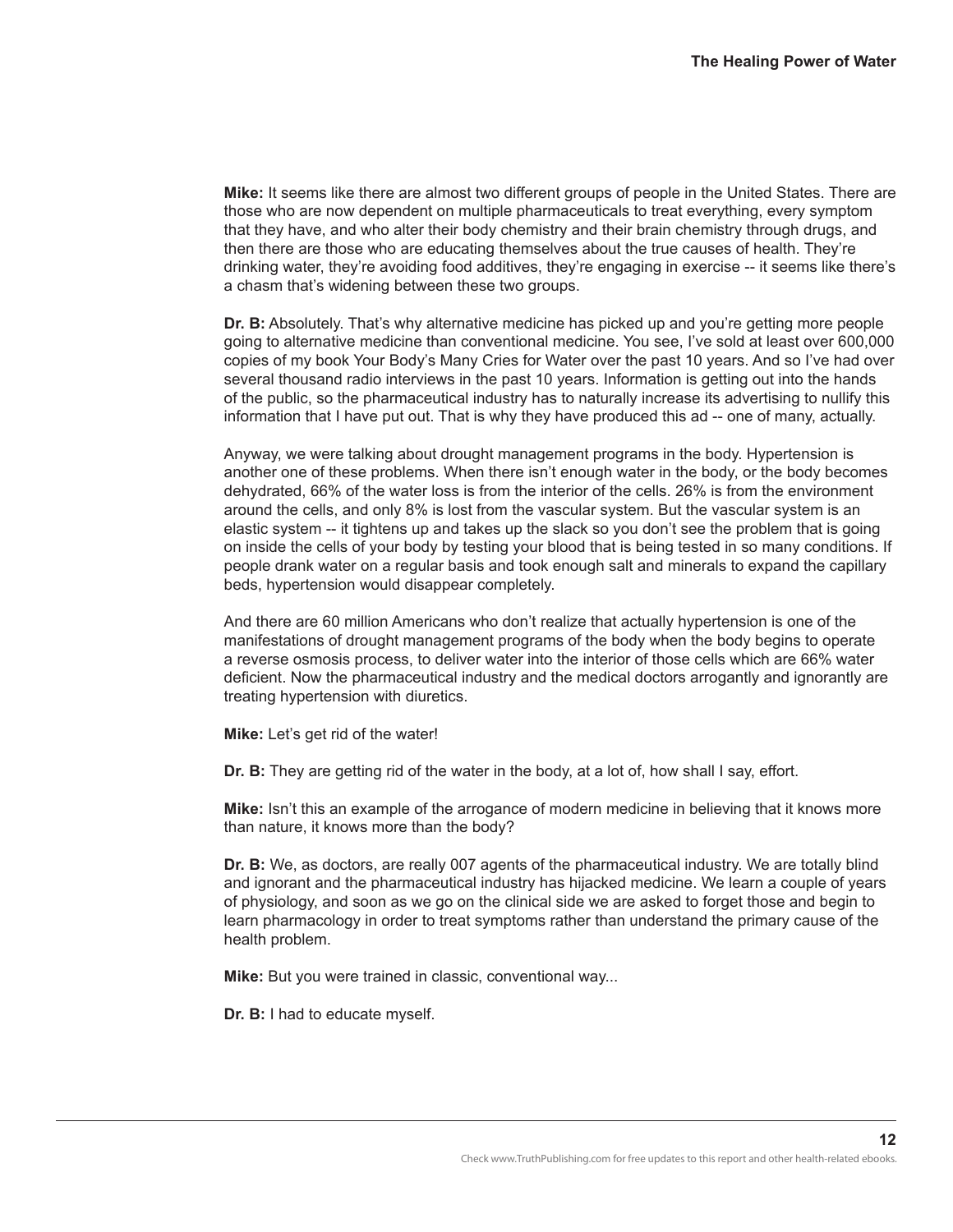**Mike:** It seems like there are almost two different groups of people in the United States. There are those who are now dependent on multiple pharmaceuticals to treat everything, every symptom that they have, and who alter their body chemistry and their brain chemistry through drugs, and then there are those who are educating themselves about the true causes of health. They're drinking water, they're avoiding food additives, they're engaging in exercise -- it seems like there's a chasm that's widening between these two groups.

**Dr. B:** Absolutely. That's why alternative medicine has picked up and you're getting more people going to alternative medicine than conventional medicine. You see, I've sold at least over 600,000 copies of my book Your Body's Many Cries for Water over the past 10 years. And so I've had over several thousand radio interviews in the past 10 years. Information is getting out into the hands of the public, so the pharmaceutical industry has to naturally increase its advertising to nullify this information that I have put out. That is why they have produced this ad -- one of many, actually.

Anyway, we were talking about drought management programs in the body. Hypertension is another one of these problems. When there isn't enough water in the body, or the body becomes dehydrated, 66% of the water loss is from the interior of the cells. 26% is from the environment around the cells, and only 8% is lost from the vascular system. But the vascular system is an elastic system -- it tightens up and takes up the slack so you don't see the problem that is going on inside the cells of your body by testing your blood that is being tested in so many conditions. If people drank water on a regular basis and took enough salt and minerals to expand the capillary beds, hypertension would disappear completely.

And there are 60 million Americans who don't realize that actually hypertension is one of the manifestations of drought management programs of the body when the body begins to operate a reverse osmosis process, to deliver water into the interior of those cells which are 66% water deficient. Now the pharmaceutical industry and the medical doctors arrogantly and ignorantly are treating hypertension with diuretics.

**Mike:** Let's get rid of the water!

**Dr. B:** They are getting rid of the water in the body, at a lot of, how shall I say, effort.

**Mike:** Isn't this an example of the arrogance of modern medicine in believing that it knows more than nature, it knows more than the body?

**Dr. B:** We, as doctors, are really 007 agents of the pharmaceutical industry. We are totally blind and ignorant and the pharmaceutical industry has hijacked medicine. We learn a couple of years of physiology, and soon as we go on the clinical side we are asked to forget those and begin to learn pharmacology in order to treat symptoms rather than understand the primary cause of the health problem.

**Mike:** But you were trained in classic, conventional way...

**Dr. B:** I had to educate myself.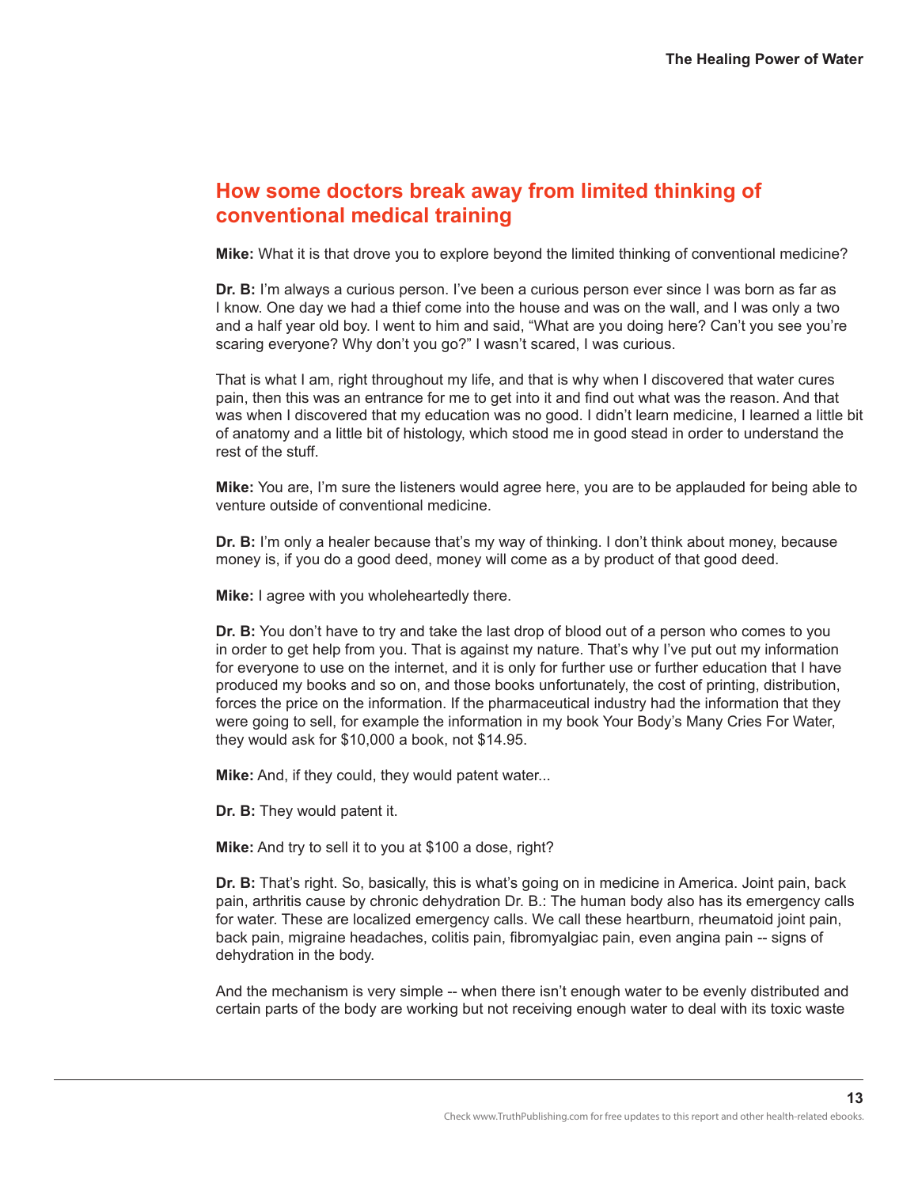## How some doctors break away from limited thinking of conventional medical training

**Mike:** What it is that drove you to explore beyond the limited thinking of conventional medicine?

**Dr. B:** I'm always a curious person. I've been a curious person ever since I was born as far as I know. One day we had a thief come into the house and was on the wall, and I was only a two and a half year old boy. I went to him and said, "What are you doing here? Can't you see you're scaring everyone? Why don't you go?" I wasn't scared, I was curious.

That is what I am, right throughout my life, and that is why when I discovered that water cures pain, then this was an entrance for me to get into it and find out what was the reason. And that was when I discovered that my education was no good. I didn't learn medicine, I learned a little bit of anatomy and a little bit of histology, which stood me in good stead in order to understand the rest of the stuff.

**Mike:** You are, I'm sure the listeners would agree here, you are to be applauded for being able to venture outside of conventional medicine.

**Dr. B:** I'm only a healer because that's my way of thinking. I don't think about money, because money is, if you do a good deed, money will come as a by product of that good deed.

**Mike:** I agree with you wholeheartedly there.

**Dr. B:** You don't have to try and take the last drop of blood out of a person who comes to you in order to get help from you. That is against my nature. That's why I've put out my information for everyone to use on the internet, and it is only for further use or further education that I have produced my books and so on, and those books unfortunately, the cost of printing, distribution, forces the price on the information. If the pharmaceutical industry had the information that they were going to sell, for example the information in my book Your Body's Many Cries For Water, they would ask for $10,000 a book, not $14.95.

**Mike:** And, if they could, they would patent water...

**Dr. B:** They would patent it.

**Mike:** And try to sell it to you at $100 a dose, right?

**Dr. B:** That's right. So, basically, this is what's going on in medicine in America. Joint pain, back pain, arthritis cause by chronic dehydration Dr. B.: The human body also has its emergency calls for water. These are localized emergency calls. We call these heartburn, rheumatoid joint pain, back pain, migraine headaches, colitis pain, fibromyalgiac pain, even angina pain -- signs of dehydration in the body.

And the mechanism is very simple -- when there isn't enough water to be evenly distributed and certain parts of the body are working but not receiving enough water to deal with its toxic waste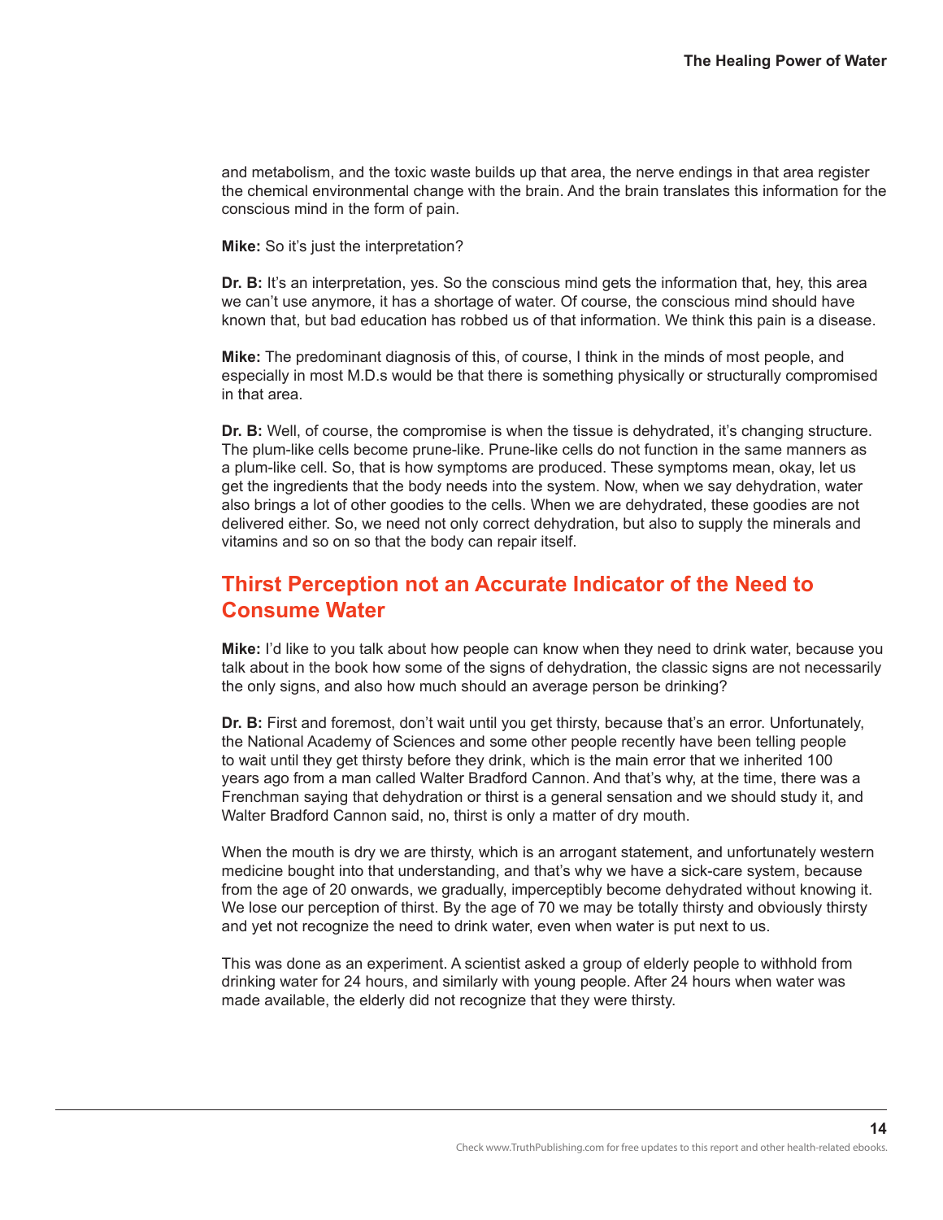and metabolism, and the toxic waste builds up that area, the nerve endings in that area register the chemical environmental change with the brain. And the brain translates this information for the conscious mind in the form of pain.

**Mike:** So it's just the interpretation?

**Dr. B:** It's an interpretation, yes. So the conscious mind gets the information that, hey, this area we can't use anymore, it has a shortage of water. Of course, the conscious mind should have known that, but bad education has robbed us of that information. We think this pain is a disease.

**Mike:** The predominant diagnosis of this, of course, I think in the minds of most people, and especially in most M.D.s would be that there is something physically or structurally compromised in that area.

**Dr. B:** Well, of course, the compromise is when the tissue is dehydrated, it's changing structure. The plum-like cells become prune-like. Prune-like cells do not function in the same manners as a plum-like cell. So, that is how symptoms are produced. These symptoms mean, okay, let us get the ingredients that the body needs into the system. Now, when we say dehydration, water also brings a lot of other goodies to the cells. When we are dehydrated, these goodies are not delivered either. So, we need not only correct dehydration, but also to supply the minerals and vitamins and so on so that the body can repair itself.

## Thirst Perception not an Accurate Indicator of the Need to Consume Water

**Mike:** I'd like to you talk about how people can know when they need to drink water, because you talk about in the book how some of the signs of dehydration, the classic signs are not necessarily the only signs, and also how much should an average person be drinking?

**Dr. B:** First and foremost, don't wait until you get thirsty, because that's an error. Unfortunately, the National Academy of Sciences and some other people recently have been telling people to wait until they get thirsty before they drink, which is the main error that we inherited 100 years ago from a man called Walter Bradford Cannon. And that's why, at the time, there was a Frenchman saying that dehydration or thirst is a general sensation and we should study it, and Walter Bradford Cannon said, no, thirst is only a matter of dry mouth.

When the mouth is dry we are thirsty, which is an arrogant statement, and unfortunately western medicine bought into that understanding, and that's why we have a sick-care system, because from the age of 20 onwards, we gradually, imperceptibly become dehydrated without knowing it. We lose our perception of thirst. By the age of 70 we may be totally thirsty and obviously thirsty and yet not recognize the need to drink water, even when water is put next to us.

This was done as an experiment. A scientist asked a group of elderly people to withhold from drinking water for 24 hours, and similarly with young people. After 24 hours when water was made available, the elderly did not recognize that they were thirsty.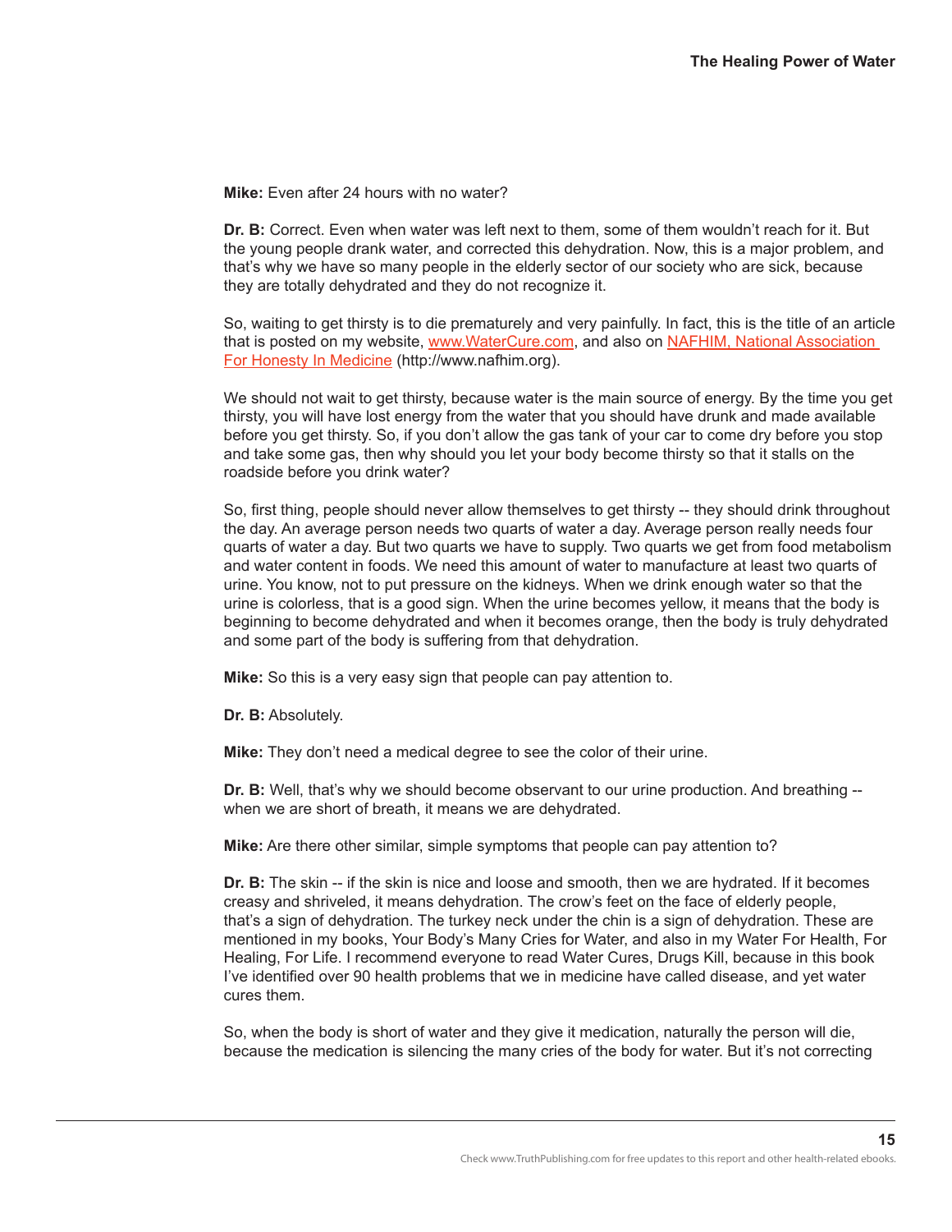**Mike:** Even after 24 hours with no water?

**Dr. B:** Correct. Even when water was left next to them, some of them wouldn't reach for it. But the young people drank water, and corrected this dehydration. Now, this is a major problem, and that's why we have so many people in the elderly sector of our society who are sick, because they are totally dehydrated and they do not recognize it.

So, waiting to get thirsty is to die prematurely and very painfully. In fact, this is the title of an article that is posted on my website, [www.WaterCure.com](http://www.WaterCure.com), and also on [NAFHIM, National Association For Honesty In Medicine](http://www.nafhim.org) (http://www.nafhim.org).

We should not wait to get thirsty, because water is the main source of energy. By the time you get thirsty, you will have lost energy from the water that you should have drunk and made available before you get thirsty. So, if you don't allow the gas tank of your car to come dry before you stop and take some gas, then why should you let your body become thirsty so that it stalls on the roadside before you drink water?

So, first thing, people should never allow themselves to get thirsty -- they should drink throughout the day. An average person needs two quarts of water a day. Average person really needs four quarts of water a day. But two quarts we have to supply. Two quarts we get from food metabolism and water content in foods. We need this amount of water to manufacture at least two quarts of urine. You know, not to put pressure on the kidneys. When we drink enough water so that the urine is colorless, that is a good sign. When the urine becomes yellow, it means that the body is beginning to become dehydrated and when it becomes orange, then the body is truly dehydrated and some part of the body is suffering from that dehydration.

**Mike:** So this is a very easy sign that people can pay attention to.

**Dr. B:** Absolutely.

**Mike:** They don't need a medical degree to see the color of their urine.

**Dr. B:** Well, that's why we should become observant to our urine production. And breathing -- when we are short of breath, it means we are dehydrated.

**Mike:** Are there other similar, simple symptoms that people can pay attention to?

**Dr. B:** The skin -- if the skin is nice and loose and smooth, then we are hydrated. If it becomes creasy and shriveled, it means dehydration. The crow's feet on the face of elderly people, that's a sign of dehydration. The turkey neck under the chin is a sign of dehydration. These are mentioned in my books, Your Body's Many Cries for Water, and also in my Water For Health, For Healing, For Life. I recommend everyone to read Water Cures, Drugs Kill, because in this book I've identified over 90 health problems that we in medicine have called disease, and yet water cures them.

So, when the body is short of water and they give it medication, naturally the person will die, because the medication is silencing the many cries of the body for water. But it's not correcting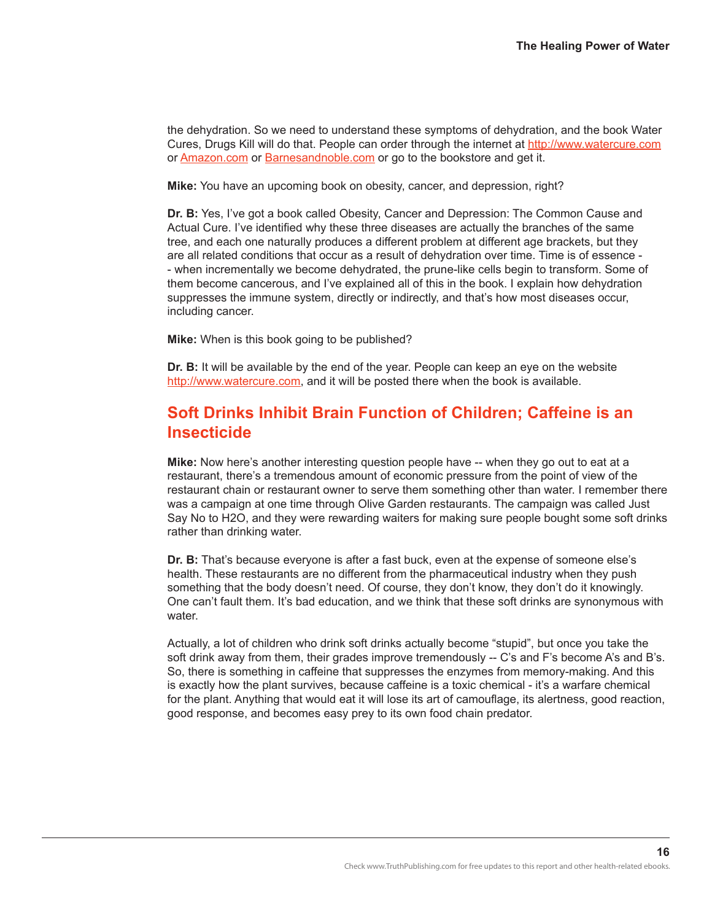the dehydration. So we need to understand these symptoms of dehydration, and the book Water Cures, Drugs Kill will do that. People can order through the internet at http://www.watercure.com or Amazon.com or Barnesandnoble.com or go to the bookstore and get it.

**Mike:** You have an upcoming book on obesity, cancer, and depression, right?

**Dr. B:** Yes, I've got a book called Obesity, Cancer and Depression: The Common Cause and Actual Cure. I've identified why these three diseases are actually the branches of the same tree, and each one naturally produces a different problem at different age brackets, but they are all related conditions that occur as a result of dehydration over time. Time is of essence -- when incrementally we become dehydrated, the prune-like cells begin to transform. Some of them become cancerous, and I've explained all of this in the book. I explain how dehydration suppresses the immune system, directly or indirectly, and that's how most diseases occur, including cancer.

**Mike:** When is this book going to be published?

**Dr. B:** It will be available by the end of the year. People can keep an eye on the website http://www.watercure.com, and it will be posted there when the book is available.

## Soft Drinks Inhibit Brain Function of Children; Caffeine is an Insecticide

**Mike:** Now here's another interesting question people have -- when they go out to eat at a restaurant, there's a tremendous amount of economic pressure from the point of view of the restaurant chain or restaurant owner to serve them something other than water. I remember there was a campaign at one time through Olive Garden restaurants. The campaign was called Just Say No to H2O, and they were rewarding waiters for making sure people bought some soft drinks rather than drinking water.

**Dr. B:** That's because everyone is after a fast buck, even at the expense of someone else's health. These restaurants are no different from the pharmaceutical industry when they push something that the body doesn't need. Of course, they don't know, they don't do it knowingly. One can't fault them. It's bad education, and we think that these soft drinks are synonymous with water.

Actually, a lot of children who drink soft drinks actually become "stupid", but once you take the soft drink away from them, their grades improve tremendously -- C's and F's become A's and B's. So, there is something in caffeine that suppresses the enzymes from memory-making. And this is exactly how the plant survives, because caffeine is a toxic chemical - it's a warfare chemical for the plant. Anything that would eat it will lose its art of camouflage, its alertness, good reaction, good response, and becomes easy prey to its own food chain predator.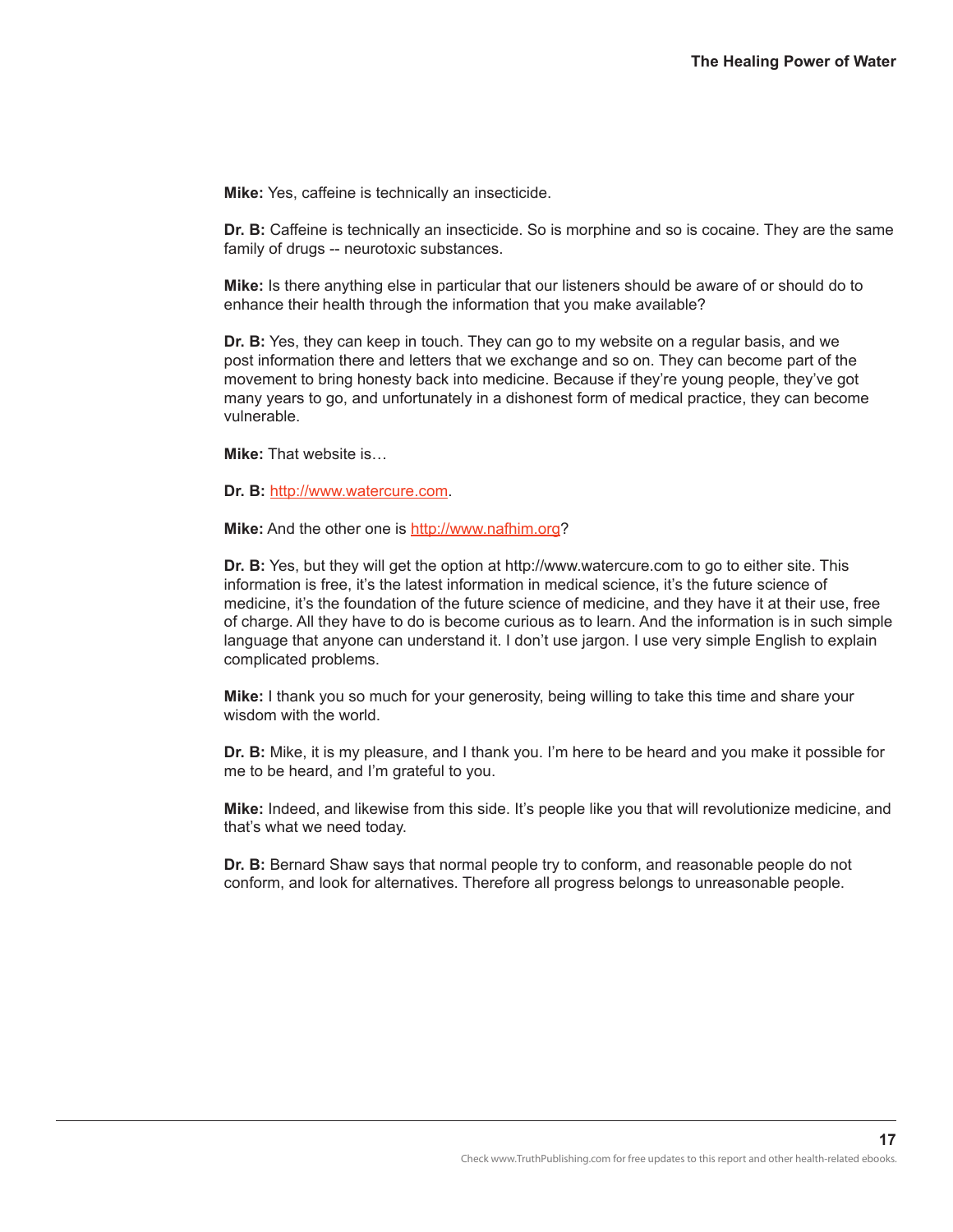**Mike:** Yes, caffeine is technically an insecticide.

**Dr. B:** Caffeine is technically an insecticide. So is morphine and so is cocaine. They are the same family of drugs -- neurotoxic substances.

**Mike:** Is there anything else in particular that our listeners should be aware of or should do to enhance their health through the information that you make available?

**Dr. B:** Yes, they can keep in touch. They can go to my website on a regular basis, and we post information there and letters that we exchange and so on. They can become part of the movement to bring honesty back into medicine. Because if they're young people, they've got many years to go, and unfortunately in a dishonest form of medical practice, they can become vulnerable.

**Mike:** That website is…

**Dr. B:** [http://www.watercure.com](http://www.watercure.com).

**Mike:** And the other one is [http://www.nafhim.org](http://www.nafhim.org)?

**Dr. B:** Yes, but they will get the option at http://www.watercure.com to go to either site. This information is free, it's the latest information in medical science, it's the future science of medicine, it's the foundation of the future science of medicine, and they have it at their use, free of charge. All they have to do is become curious as to learn. And the information is in such simple language that anyone can understand it. I don't use jargon. I use very simple English to explain complicated problems.

**Mike:** I thank you so much for your generosity, being willing to take this time and share your wisdom with the world.

**Dr. B:** Mike, it is my pleasure, and I thank you. I'm here to be heard and you make it possible for me to be heard, and I'm grateful to you.

**Mike:** Indeed, and likewise from this side. It's people like you that will revolutionize medicine, and that's what we need today.

**Dr. B:** Bernard Shaw says that normal people try to conform, and reasonable people do not conform, and look for alternatives. Therefore all progress belongs to unreasonable people.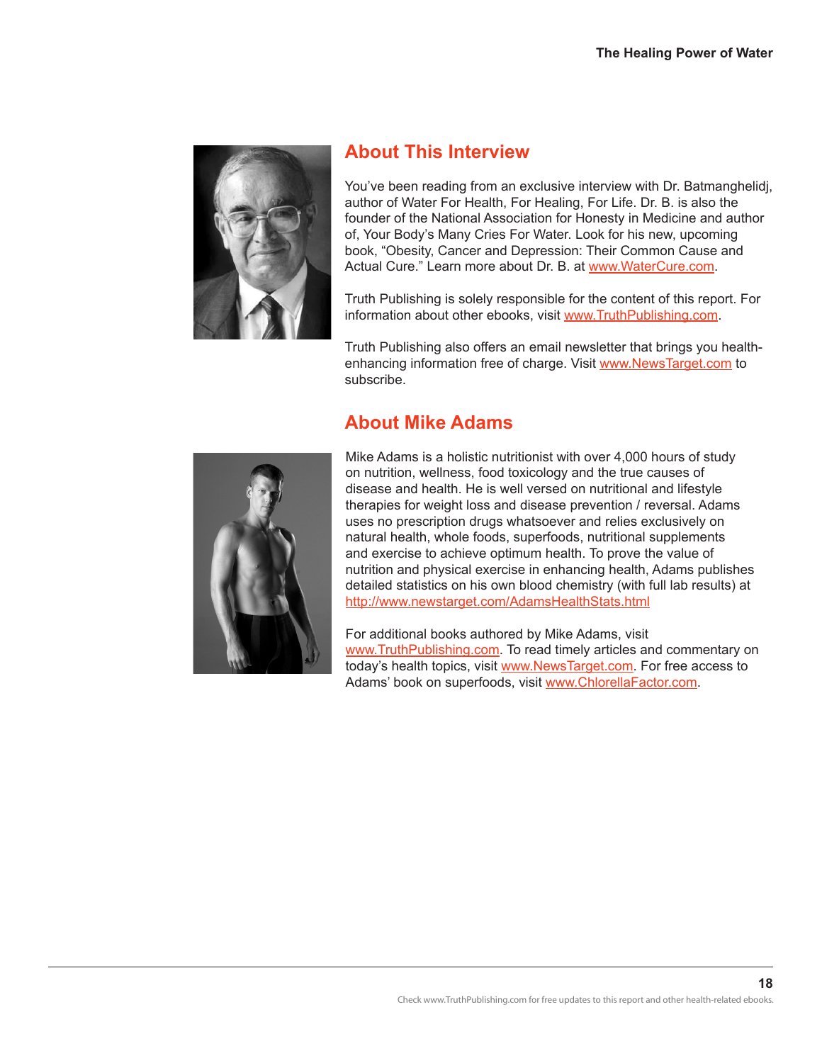## About This Interview

You've been reading from an exclusive interview with Dr. Batmanghelidj, author of Water For Health, For Healing, For Life. Dr. B. is also the founder of the National Association for Honesty in Medicine and author of, Your Body's Many Cries For Water. Look for his new, upcoming book, "Obesity, Cancer and Depression: Their Common Cause and Actual Cure." Learn more about Dr. B. at www.WaterCure.com.

Truth Publishing is solely responsible for the content of this report. For information about other ebooks, visit www.TruthPublishing.com.

Truth Publishing also offers an email newsletter that brings you health-enhancing information free of charge. Visit www.NewsTarget.com to subscribe.

## About Mike Adams

Mike Adams is a holistic nutritionist with over 4,000 hours of study on nutrition, wellness, food toxicology and the true causes of disease and health. He is well versed on nutritional and lifestyle therapies for weight loss and disease prevention / reversal. Adams uses no prescription drugs whatsoever and relies exclusively on natural health, whole foods, superfoods, nutritional supplements and exercise to achieve optimum health. To prove the value of nutrition and physical exercise in enhancing health, Adams publishes detailed statistics on his own blood chemistry (with full lab results) at http://www.newstarget.com/AdamsHealthStats.html

For additional books authored by Mike Adams, visit www.TruthPublishing.com. To read timely articles and commentary on today's health topics, visit www.NewsTarget.com. For free access to Adams' book on superfoods, visit www.ChlorellaFactor.com.